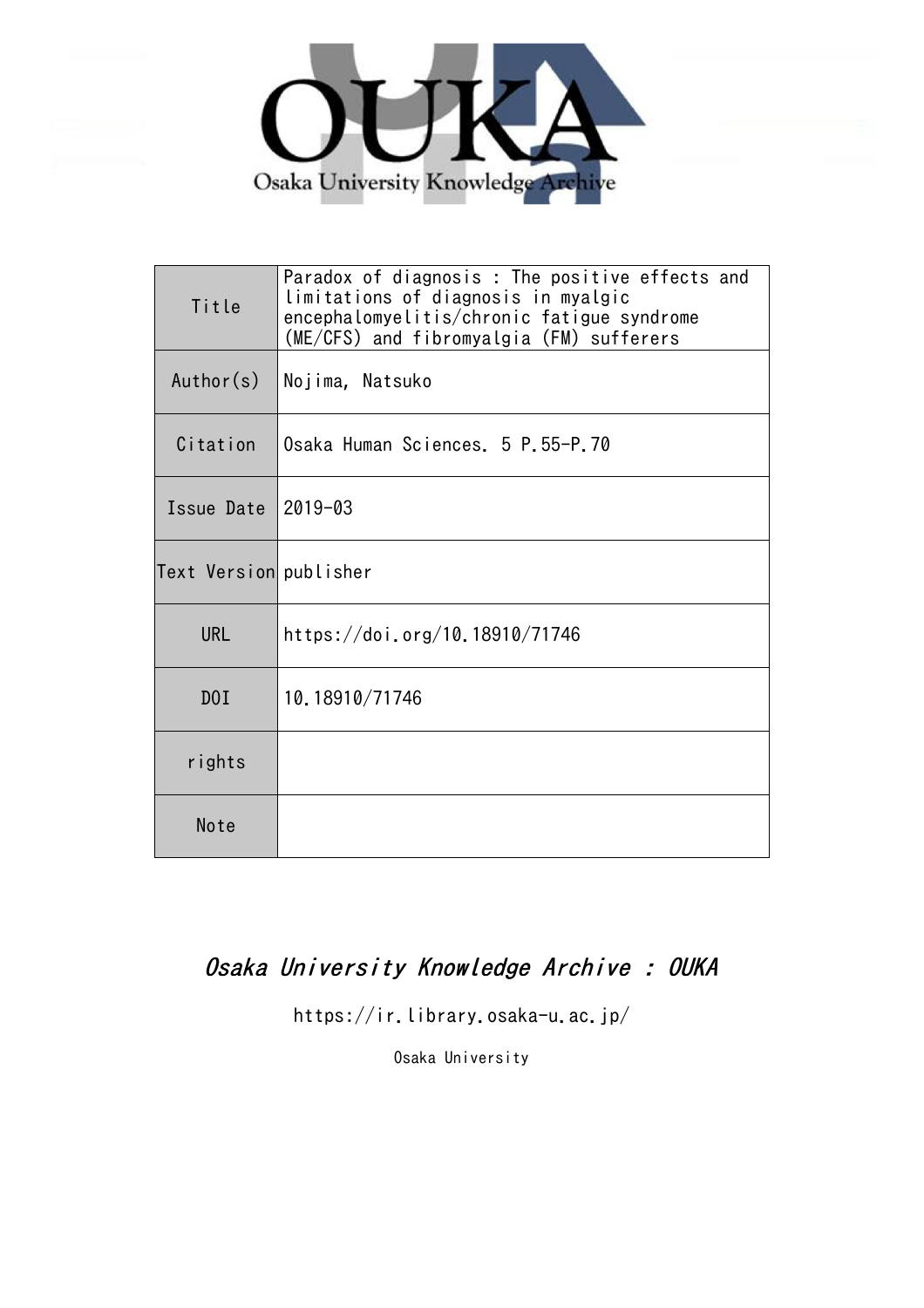Osaka University Knowledge Archive

| Title | Paradox of diagnosis : The positive effects and limitations of diagnosis in myalgic encephalomyelitis/chronic fatigue syndrome (ME/CFS) and fibromyalgia (FM) sufferers |
|---|---|
| Author(s) | Nojima, Natsuko |
| Citation | Osaka Human Sciences. 5 P.55-P.70 |
| Issue Date | 2019-03 |
| Text Version | publisher |
| URL | https://doi.org/10.18910/71746 |
| DOI | 10.18910/71746 |
| rights | |
| Note | |

*Osaka University Knowledge Archive : OUKA*

https://ir.library.osaka-u.ac.jp/

Osaka University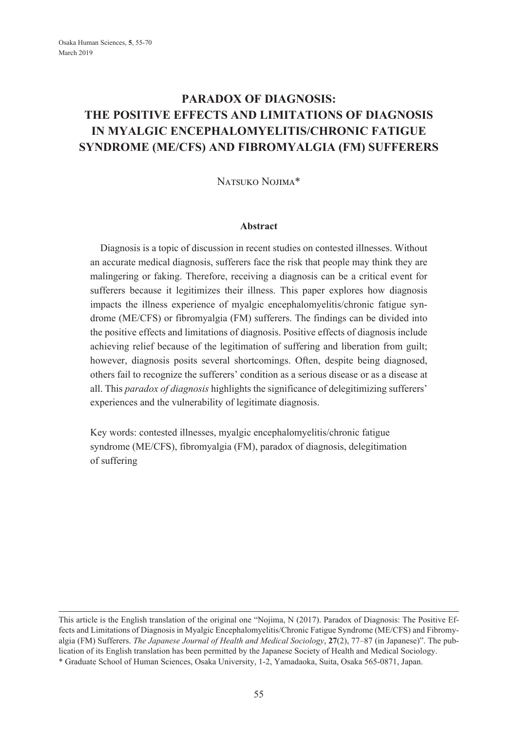# PARADOX OF DIAGNOSIS: THE POSITIVE EFFECTS AND LIMITATIONS OF DIAGNOSIS IN MYALGIC ENCEPHALOMYELITIS/CHRONIC FATIGUE SYNDROME (ME/CFS) AND FIBROMYALGIA (FM) SUFFERERS

Natsuko Nojima*

### Abstract

Diagnosis is a topic of discussion in recent studies on contested illnesses. Without an accurate medical diagnosis, sufferers face the risk that people may think they are malingering or faking. Therefore, receiving a diagnosis can be a critical event for sufferers because it legitimizes their illness. This paper explores how diagnosis impacts the illness experience of myalgic encephalomyelitis/chronic fatigue syndrome (ME/CFS) or fibromyalgia (FM) sufferers. The findings can be divided into the positive effects and limitations of diagnosis. Positive effects of diagnosis include achieving relief because of the legitimation of suffering and liberation from guilt; however, diagnosis posits several shortcomings. Often, despite being diagnosed, others fail to recognize the sufferers' condition as a serious disease or as a disease at all. This *paradox of diagnosis* highlights the significance of delegitimizing sufferers' experiences and the vulnerability of legitimate diagnosis.

Key words: contested illnesses, myalgic encephalomyelitis/chronic fatigue syndrome (ME/CFS), fibromyalgia (FM), paradox of diagnosis, delegitimation of suffering

---

This article is the English translation of the original one "Nojima, N (2017). Paradox of Diagnosis: The Positive Effects and Limitations of Diagnosis in Myalgic Encephalomyelitis/Chronic Fatigue Syndrome (ME/CFS) and Fibromyalgia (FM) Sufferers. *The Japanese Journal of Health and Medical Sociology*, **27**(2), 77–87 (in Japanese)". The publication of its English translation has been permitted by the Japanese Society of Health and Medical Sociology.

\* Graduate School of Human Sciences, Osaka University, 1-2, Yamadaoka, Suita, Osaka 565-0871, Japan.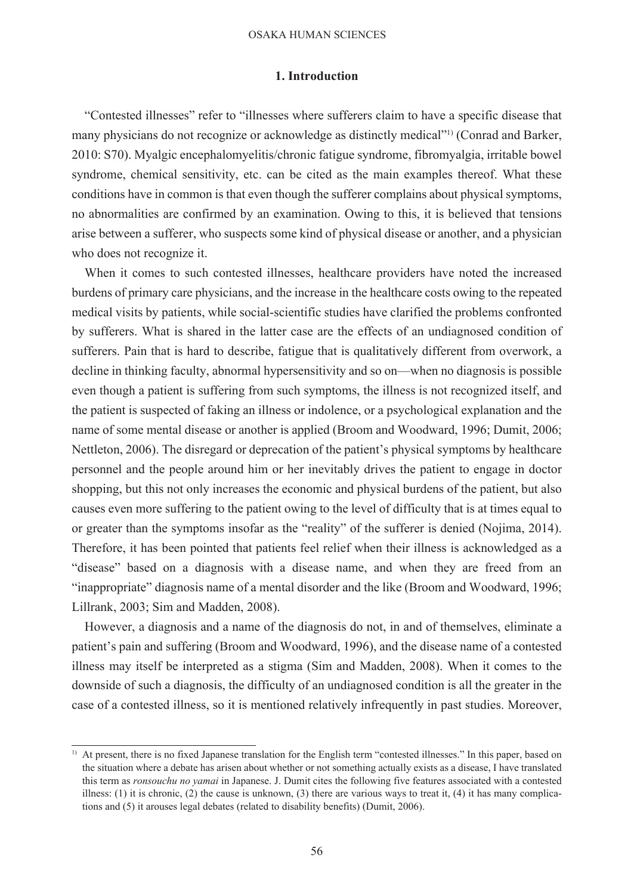## 1. Introduction

"Contested illnesses" refer to "illnesses where sufferers claim to have a specific disease that many physicians do not recognize or acknowledge as distinctly medical"[1] (Conrad and Barker, 2010: S70). Myalgic encephalomyelitis/chronic fatigue syndrome, fibromyalgia, irritable bowel syndrome, chemical sensitivity, etc. can be cited as the main examples thereof. What these conditions have in common is that even though the sufferer complains about physical symptoms, no abnormalities are confirmed by an examination. Owing to this, it is believed that tensions arise between a sufferer, who suspects some kind of physical disease or another, and a physician who does not recognize it.

When it comes to such contested illnesses, healthcare providers have noted the increased burdens of primary care physicians, and the increase in the healthcare costs owing to the repeated medical visits by patients, while social-scientific studies have clarified the problems confronted by sufferers. What is shared in the latter case are the effects of an undiagnosed condition of sufferers. Pain that is hard to describe, fatigue that is qualitatively different from overwork, a decline in thinking faculty, abnormal hypersensitivity and so on—when no diagnosis is possible even though a patient is suffering from such symptoms, the illness is not recognized itself, and the patient is suspected of faking an illness or indolence, or a psychological explanation and the name of some mental disease or another is applied (Broom and Woodward, 1996; Dumit, 2006; Nettleton, 2006). The disregard or deprecation of the patient's physical symptoms by healthcare personnel and the people around him or her inevitably drives the patient to engage in doctor shopping, but this not only increases the economic and physical burdens of the patient, but also causes even more suffering to the patient owing to the level of difficulty that is at times equal to or greater than the symptoms insofar as the "reality" of the sufferer is denied (Nojima, 2014). Therefore, it has been pointed that patients feel relief when their illness is acknowledged as a "disease" based on a diagnosis with a disease name, and when they are freed from an "inappropriate" diagnosis name of a mental disorder and the like (Broom and Woodward, 1996; Lillrank, 2003; Sim and Madden, 2008).

However, a diagnosis and a name of the diagnosis do not, in and of themselves, eliminate a patient's pain and suffering (Broom and Woodward, 1996), and the disease name of a contested illness may itself be interpreted as a stigma (Sim and Madden, 2008). When it comes to the downside of such a diagnosis, the difficulty of an undiagnosed condition is all the greater in the case of a contested illness, so it is mentioned relatively infrequently in past studies. Moreover,

---

[1] At present, there is no fixed Japanese translation for the English term "contested illnesses." In this paper, based on the situation where a debate has arisen about whether or not something actually exists as a disease, I have translated this term as *ronsouchu no yamai* in Japanese. J. Dumit cites the following five features associated with a contested illness: (1) it is chronic, (2) the cause is unknown, (3) there are various ways to treat it, (4) it has many complications and (5) it arouses legal debates (related to disability benefits) (Dumit, 2006).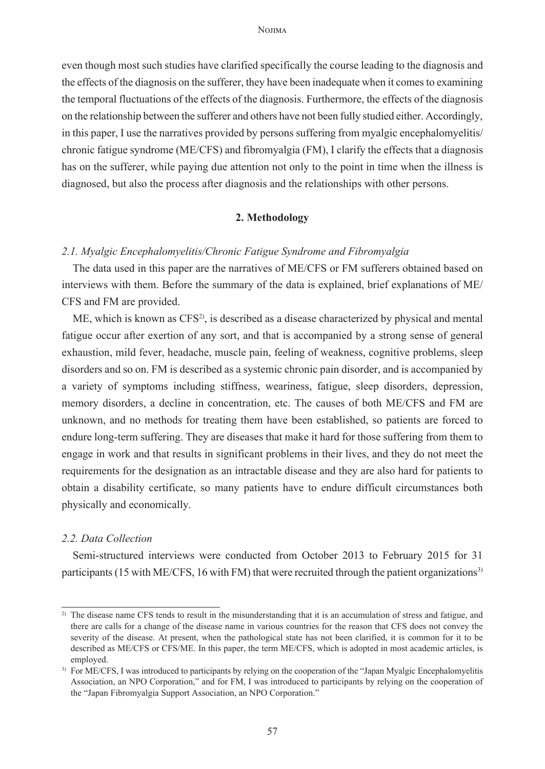even though most such studies have clarified specifically the course leading to the diagnosis and the effects of the diagnosis on the sufferer, they have been inadequate when it comes to examining the temporal fluctuations of the effects of the diagnosis. Furthermore, the effects of the diagnosis on the relationship between the sufferer and others have not been fully studied either. Accordingly, in this paper, I use the narratives provided by persons suffering from myalgic encephalomyelitis/ chronic fatigue syndrome (ME/CFS) and fibromyalgia (FM), I clarify the effects that a diagnosis has on the sufferer, while paying due attention not only to the point in time when the illness is diagnosed, but also the process after diagnosis and the relationships with other persons.

## 2. Methodology

### *2.1. Myalgic Encephalomyelitis/Chronic Fatigue Syndrome and Fibromyalgia*

The data used in this paper are the narratives of ME/CFS or FM sufferers obtained based on interviews with them. Before the summary of the data is explained, brief explanations of ME/ CFS and FM are provided.

ME, which is known as CFS[2], is described as a disease characterized by physical and mental fatigue occur after exertion of any sort, and that is accompanied by a strong sense of general exhaustion, mild fever, headache, muscle pain, feeling of weakness, cognitive problems, sleep disorders and so on. FM is described as a systemic chronic pain disorder, and is accompanied by a variety of symptoms including stiffness, weariness, fatigue, sleep disorders, depression, memory disorders, a decline in concentration, etc. The causes of both ME/CFS and FM are unknown, and no methods for treating them have been established, so patients are forced to endure long-term suffering. They are diseases that make it hard for those suffering from them to engage in work and that results in significant problems in their lives, and they do not meet the requirements for the designation as an intractable disease and they are also hard for patients to obtain a disability certificate, so many patients have to endure difficult circumstances both physically and economically.

### *2.2. Data Collection*

Semi-structured interviews were conducted from October 2013 to February 2015 for 31 participants (15 with ME/CFS, 16 with FM) that were recruited through the patient organizations[3]

---

[2] The disease name CFS tends to result in the misunderstanding that it is an accumulation of stress and fatigue, and there are calls for a change of the disease name in various countries for the reason that CFS does not convey the severity of the disease. At present, when the pathological state has not been clarified, it is common for it to be described as ME/CFS or CFS/ME. In this paper, the term ME/CFS, which is adopted in most academic articles, is employed.

[3] For ME/CFS, I was introduced to participants by relying on the cooperation of the "Japan Myalgic Encephalomyelitis Association, an NPO Corporation," and for FM, I was introduced to participants by relying on the cooperation of the "Japan Fibromyalgia Support Association, an NPO Corporation."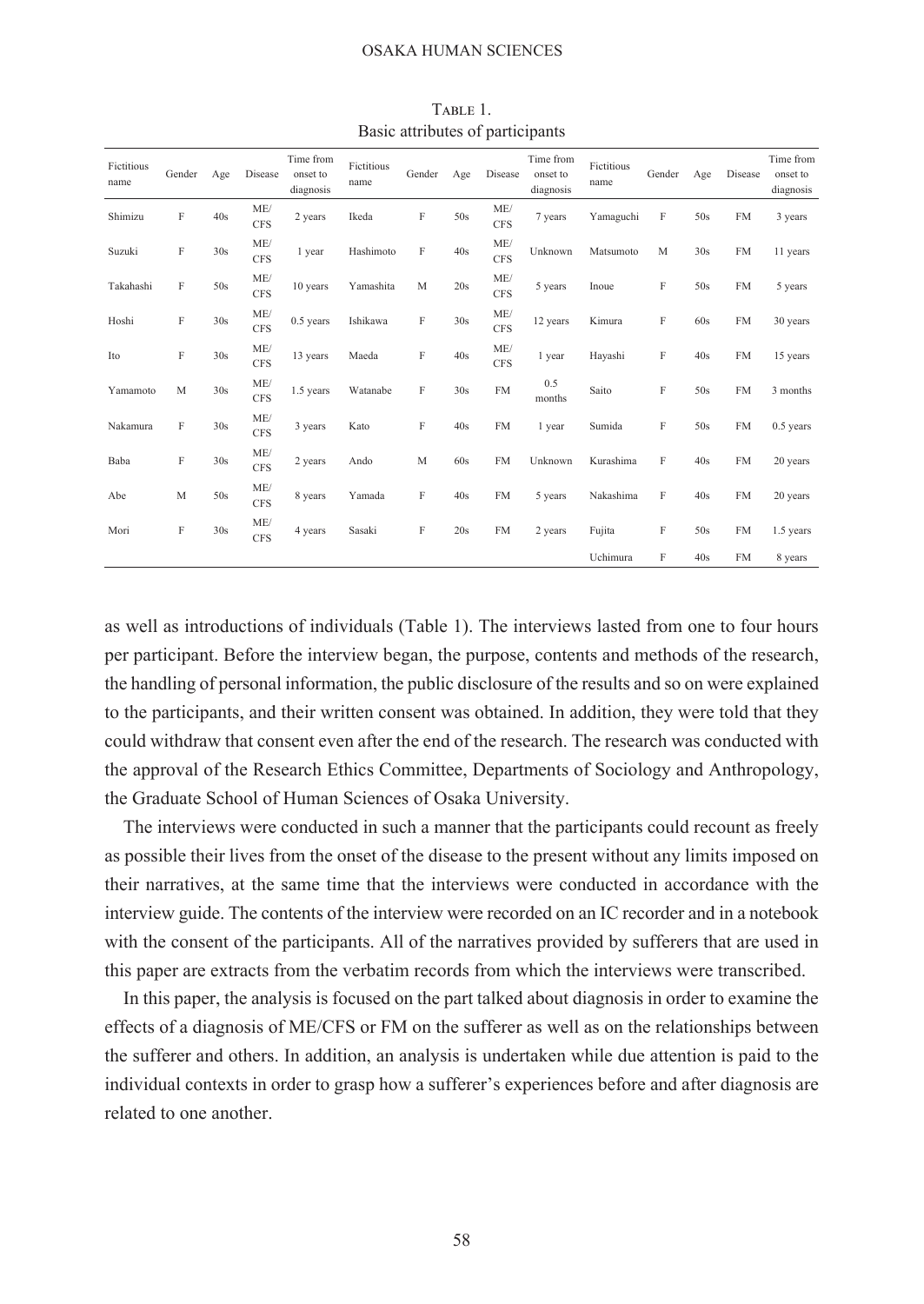Table 1.
Basic attributes of participants

| Fictitious name | Gender | Age | Disease | Time from onset to diagnosis | Fictitious name | Gender | Age | Disease | Time from onset to diagnosis | Fictitious name | Gender | Age | Disease | Time from onset to diagnosis |
|---|---|---|---|---|---|---|---|---|---|---|---|---|---|---|
| Shimizu | F | 40s | ME/CFS | 2 years | Ikeda | F | 50s | ME/CFS | 7 years | Yamaguchi | F | 50s | FM | 3 years |
| Suzuki | F | 30s | ME/CFS | 1 year | Hashimoto | F | 40s | ME/CFS | Unknown | Matsumoto | M | 30s | FM | 11 years |
| Takahashi | F | 50s | ME/CFS | 10 years | Yamashita | M | 20s | ME/CFS | 5 years | Inoue | F | 50s | FM | 5 years |
| Hoshi | F | 30s | ME/CFS | 0.5 years | Ishikawa | F | 30s | ME/CFS | 12 years | Kimura | F | 60s | FM | 30 years |
| Ito | F | 30s | ME/CFS | 13 years | Maeda | F | 40s | ME/CFS | 1 year | Hayashi | F | 40s | FM | 15 years |
| Yamamoto | M | 30s | ME/CFS | 1.5 years | Watanabe | F | 30s | FM | 0.5 months | Saito | F | 50s | FM | 3 months |
| Nakamura | F | 30s | ME/CFS | 3 years | Kato | F | 40s | FM | 1 year | Sumida | F | 50s | FM | 0.5 years |
| Baba | F | 30s | ME/CFS | 2 years | Ando | M | 60s | FM | Unknown | Kurashima | F | 40s | FM | 20 years |
| Abe | M | 50s | ME/CFS | 8 years | Yamada | F | 40s | FM | 5 years | Nakashima | F | 40s | FM | 20 years |
| Mori | F | 30s | ME/CFS | 4 years | Sasaki | F | 20s | FM | 2 years | Fujita | F | 50s | FM | 1.5 years |
| | | | | | | | | | | Uchimura | F | 40s | FM | 8 years |

as well as introductions of individuals (Table 1). The interviews lasted from one to four hours per participant. Before the interview began, the purpose, contents and methods of the research, the handling of personal information, the public disclosure of the results and so on were explained to the participants, and their written consent was obtained. In addition, they were told that they could withdraw that consent even after the end of the research. The research was conducted with the approval of the Research Ethics Committee, Departments of Sociology and Anthropology, the Graduate School of Human Sciences of Osaka University.

The interviews were conducted in such a manner that the participants could recount as freely as possible their lives from the onset of the disease to the present without any limits imposed on their narratives, at the same time that the interviews were conducted in accordance with the interview guide. The contents of the interview were recorded on an IC recorder and in a notebook with the consent of the participants. All of the narratives provided by sufferers that are used in this paper are extracts from the verbatim records from which the interviews were transcribed.

In this paper, the analysis is focused on the part talked about diagnosis in order to examine the effects of a diagnosis of ME/CFS or FM on the sufferer as well as on the relationships between the sufferer and others. In addition, an analysis is undertaken while due attention is paid to the individual contexts in order to grasp how a sufferer's experiences before and after diagnosis are related to one another.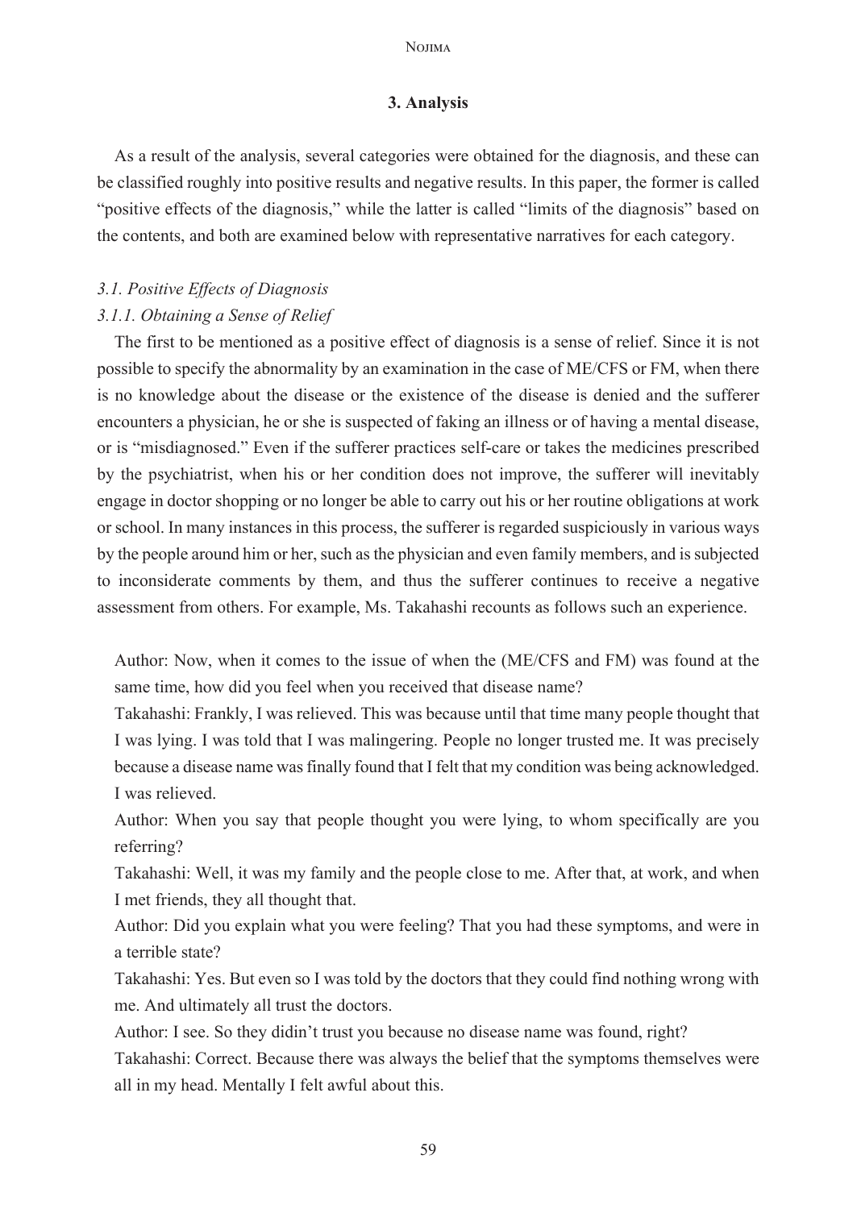## 3. Analysis

As a result of the analysis, several categories were obtained for the diagnosis, and these can be classified roughly into positive results and negative results. In this paper, the former is called "positive effects of the diagnosis," while the latter is called "limits of the diagnosis" based on the contents, and both are examined below with representative narratives for each category.

### *3.1. Positive Effects of Diagnosis*

#### *3.1.1. Obtaining a Sense of Relief*

The first to be mentioned as a positive effect of diagnosis is a sense of relief. Since it is not possible to specify the abnormality by an examination in the case of ME/CFS or FM, when there is no knowledge about the disease or the existence of the disease is denied and the sufferer encounters a physician, he or she is suspected of faking an illness or of having a mental disease, or is "misdiagnosed." Even if the sufferer practices self-care or takes the medicines prescribed by the psychiatrist, when his or her condition does not improve, the sufferer will inevitably engage in doctor shopping or no longer be able to carry out his or her routine obligations at work or school. In many instances in this process, the sufferer is regarded suspiciously in various ways by the people around him or her, such as the physician and even family members, and is subjected to inconsiderate comments by them, and thus the sufferer continues to receive a negative assessment from others. For example, Ms. Takahashi recounts as follows such an experience.

Author: Now, when it comes to the issue of when the (ME/CFS and FM) was found at the same time, how did you feel when you received that disease name?

Takahashi: Frankly, I was relieved. This was because until that time many people thought that I was lying. I was told that I was malingering. People no longer trusted me. It was precisely because a disease name was finally found that I felt that my condition was being acknowledged. I was relieved.

Author: When you say that people thought you were lying, to whom specifically are you referring?

Takahashi: Well, it was my family and the people close to me. After that, at work, and when I met friends, they all thought that.

Author: Did you explain what you were feeling? That you had these symptoms, and were in a terrible state?

Takahashi: Yes. But even so I was told by the doctors that they could find nothing wrong with me. And ultimately all trust the doctors.

Author: I see. So they didin't trust you because no disease name was found, right?

Takahashi: Correct. Because there was always the belief that the symptoms themselves were all in my head. Mentally I felt awful about this.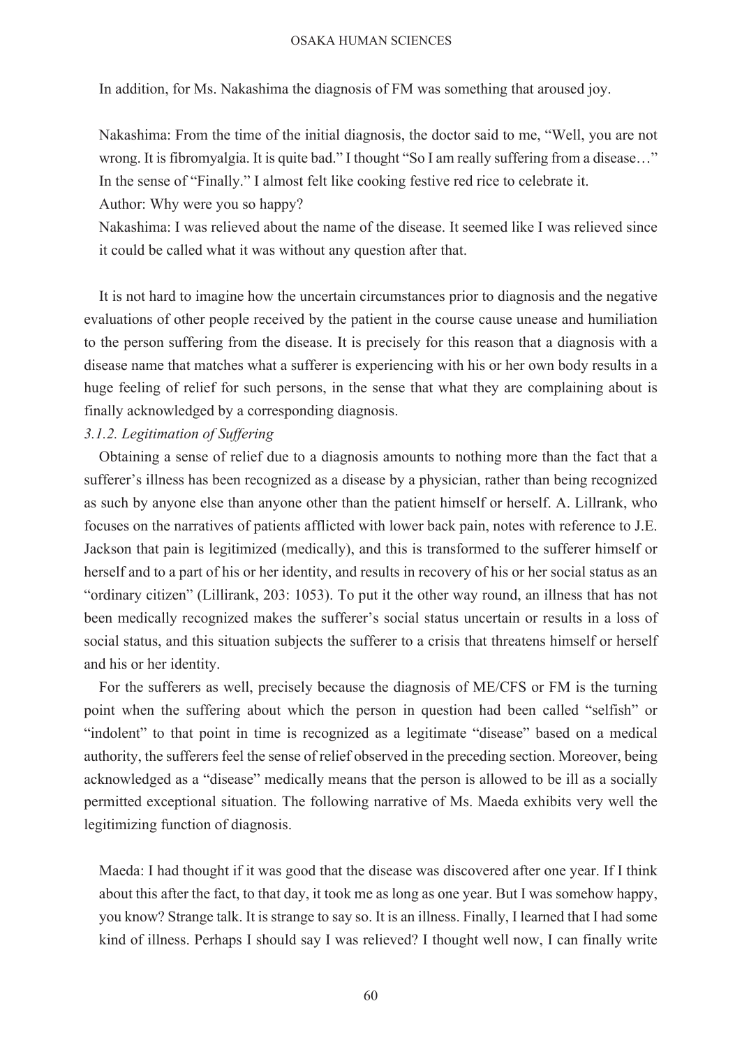In addition, for Ms. Nakashima the diagnosis of FM was something that aroused joy.

> Nakashima: From the time of the initial diagnosis, the doctor said to me, "Well, you are not wrong. It is fibromyalgia. It is quite bad." I thought "So I am really suffering from a disease…" In the sense of "Finally." I almost felt like cooking festive red rice to celebrate it.
>
> Author: Why were you so happy?
>
> Nakashima: I was relieved about the name of the disease. It seemed like I was relieved since it could be called what it was without any question after that.

It is not hard to imagine how the uncertain circumstances prior to diagnosis and the negative evaluations of other people received by the patient in the course cause unease and humiliation to the person suffering from the disease. It is precisely for this reason that a diagnosis with a disease name that matches what a sufferer is experiencing with his or her own body results in a huge feeling of relief for such persons, in the sense that what they are complaining about is finally acknowledged by a corresponding diagnosis.

*3.1.2. Legitimation of Suffering*

Obtaining a sense of relief due to a diagnosis amounts to nothing more than the fact that a sufferer's illness has been recognized as a disease by a physician, rather than being recognized as such by anyone else than anyone other than the patient himself or herself. A. Lillrank, who focuses on the narratives of patients afflicted with lower back pain, notes with reference to J.E. Jackson that pain is legitimized (medically), and this is transformed to the sufferer himself or herself and to a part of his or her identity, and results in recovery of his or her social status as an "ordinary citizen" (Lillirank, 203: 1053). To put it the other way round, an illness that has not been medically recognized makes the sufferer's social status uncertain or results in a loss of social status, and this situation subjects the sufferer to a crisis that threatens himself or herself and his or her identity.

For the sufferers as well, precisely because the diagnosis of ME/CFS or FM is the turning point when the suffering about which the person in question had been called "selfish" or "indolent" to that point in time is recognized as a legitimate "disease" based on a medical authority, the sufferers feel the sense of relief observed in the preceding section. Moreover, being acknowledged as a "disease" medically means that the person is allowed to be ill as a socially permitted exceptional situation. The following narrative of Ms. Maeda exhibits very well the legitimizing function of diagnosis.

> Maeda: I had thought if it was good that the disease was discovered after one year. If I think about this after the fact, to that day, it took me as long as one year. But I was somehow happy, you know? Strange talk. It is strange to say so. It is an illness. Finally, I learned that I had some kind of illness. Perhaps I should say I was relieved? I thought well now, I can finally write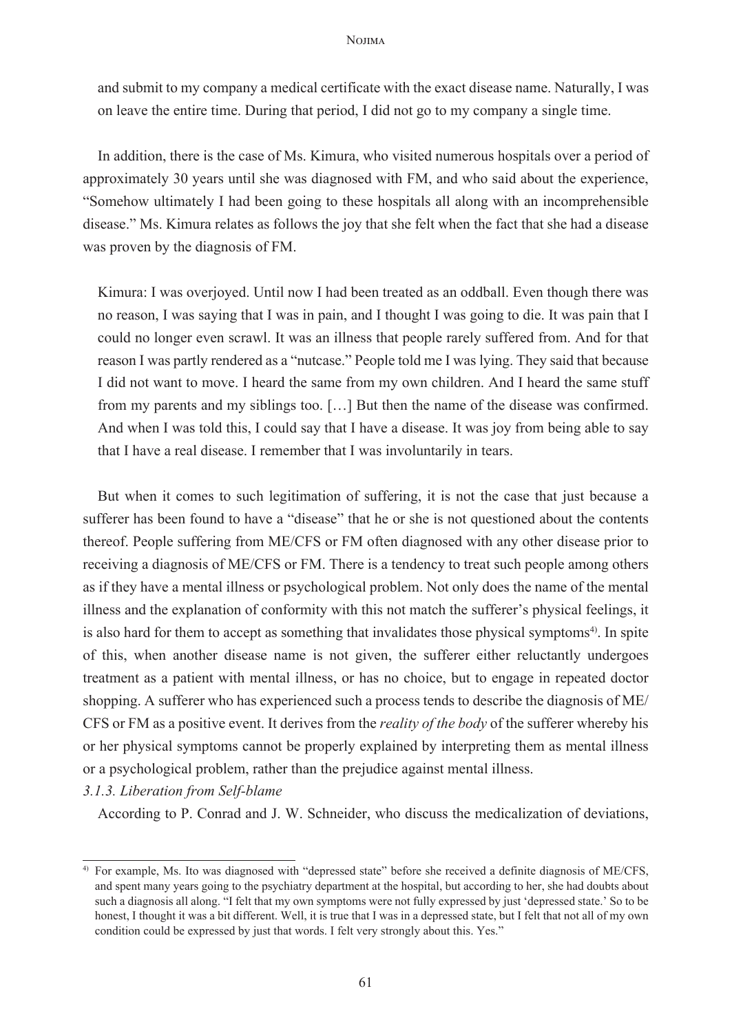and submit to my company a medical certificate with the exact disease name. Naturally, I was on leave the entire time. During that period, I did not go to my company a single time.

In addition, there is the case of Ms. Kimura, who visited numerous hospitals over a period of approximately 30 years until she was diagnosed with FM, and who said about the experience, "Somehow ultimately I had been going to these hospitals all along with an incomprehensible disease." Ms. Kimura relates as follows the joy that she felt when the fact that she had a disease was proven by the diagnosis of FM.

> Kimura: I was overjoyed. Until now I had been treated as an oddball. Even though there was no reason, I was saying that I was in pain, and I thought I was going to die. It was pain that I could no longer even scrawl. It was an illness that people rarely suffered from. And for that reason I was partly rendered as a "nutcase." People told me I was lying. They said that because I did not want to move. I heard the same from my own children. And I heard the same stuff from my parents and my siblings too. […] But then the name of the disease was confirmed. And when I was told this, I could say that I have a disease. It was joy from being able to say that I have a real disease. I remember that I was involuntarily in tears.

But when it comes to such legitimation of suffering, it is not the case that just because a sufferer has been found to have a "disease" that he or she is not questioned about the contents thereof. People suffering from ME/CFS or FM often diagnosed with any other disease prior to receiving a diagnosis of ME/CFS or FM. There is a tendency to treat such people among others as if they have a mental illness or psychological problem. Not only does the name of the mental illness and the explanation of conformity with this not match the sufferer's physical feelings, it is also hard for them to accept as something that invalidates those physical symptoms[4]. In spite of this, when another disease name is not given, the sufferer either reluctantly undergoes treatment as a patient with mental illness, or has no choice, but to engage in repeated doctor shopping. A sufferer who has experienced such a process tends to describe the diagnosis of ME/CFS or FM as a positive event. It derives from the *reality of the body* of the sufferer whereby his or her physical symptoms cannot be properly explained by interpreting them as mental illness or a psychological problem, rather than the prejudice against mental illness.

*3.1.3. Liberation from Self-blame*

According to P. Conrad and J. W. Schneider, who discuss the medicalization of deviations,

---

[4] For example, Ms. Ito was diagnosed with "depressed state" before she received a definite diagnosis of ME/CFS, and spent many years going to the psychiatry department at the hospital, but according to her, she had doubts about such a diagnosis all along. "I felt that my own symptoms were not fully expressed by just 'depressed state.' So to be honest, I thought it was a bit different. Well, it is true that I was in a depressed state, but I felt that not all of my own condition could be expressed by just that words. I felt very strongly about this. Yes."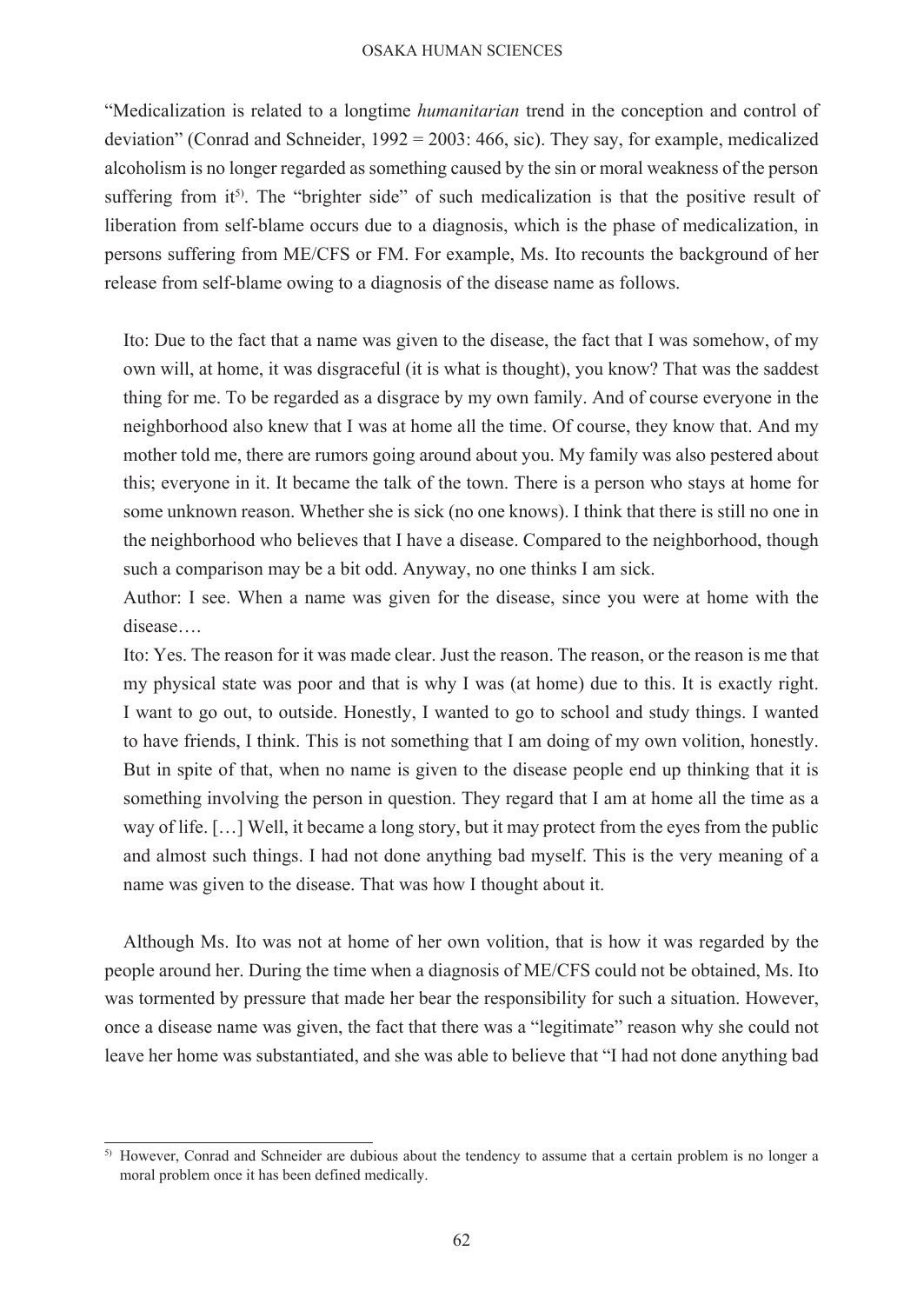"Medicalization is related to a longtime *humanitarian* trend in the conception and control of deviation" (Conrad and Schneider, 1992 = 2003: 466, sic). They say, for example, medicalized alcoholism is no longer regarded as something caused by the sin or moral weakness of the person suffering from it[5]. The "brighter side" of such medicalization is that the positive result of liberation from self-blame occurs due to a diagnosis, which is the phase of medicalization, in persons suffering from ME/CFS or FM. For example, Ms. Ito recounts the background of her release from self-blame owing to a diagnosis of the disease name as follows.

> Ito: Due to the fact that a name was given to the disease, the fact that I was somehow, of my own will, at home, it was disgraceful (it is what is thought), you know? That was the saddest thing for me. To be regarded as a disgrace by my own family. And of course everyone in the neighborhood also knew that I was at home all the time. Of course, they know that. And my mother told me, there are rumors going around about you. My family was also pestered about this; everyone in it. It became the talk of the town. There is a person who stays at home for some unknown reason. Whether she is sick (no one knows). I think that there is still no one in the neighborhood who believes that I have a disease. Compared to the neighborhood, though such a comparison may be a bit odd. Anyway, no one thinks I am sick.
>
> Author: I see. When a name was given for the disease, since you were at home with the disease….
>
> Ito: Yes. The reason for it was made clear. Just the reason. The reason, or the reason is me that my physical state was poor and that is why I was (at home) due to this. It is exactly right. I want to go out, to outside. Honestly, I wanted to go to school and study things. I wanted to have friends, I think. This is not something that I am doing of my own volition, honestly. But in spite of that, when no name is given to the disease people end up thinking that it is something involving the person in question. They regard that I am at home all the time as a way of life. […] Well, it became a long story, but it may protect from the eyes from the public and almost such things. I had not done anything bad myself. This is the very meaning of a name was given to the disease. That was how I thought about it.

Although Ms. Ito was not at home of her own volition, that is how it was regarded by the people around her. During the time when a diagnosis of ME/CFS could not be obtained, Ms. Ito was tormented by pressure that made her bear the responsibility for such a situation. However, once a disease name was given, the fact that there was a "legitimate" reason why she could not leave her home was substantiated, and she was able to believe that "I had not done anything bad

---

[5] However, Conrad and Schneider are dubious about the tendency to assume that a certain problem is no longer a moral problem once it has been defined medically.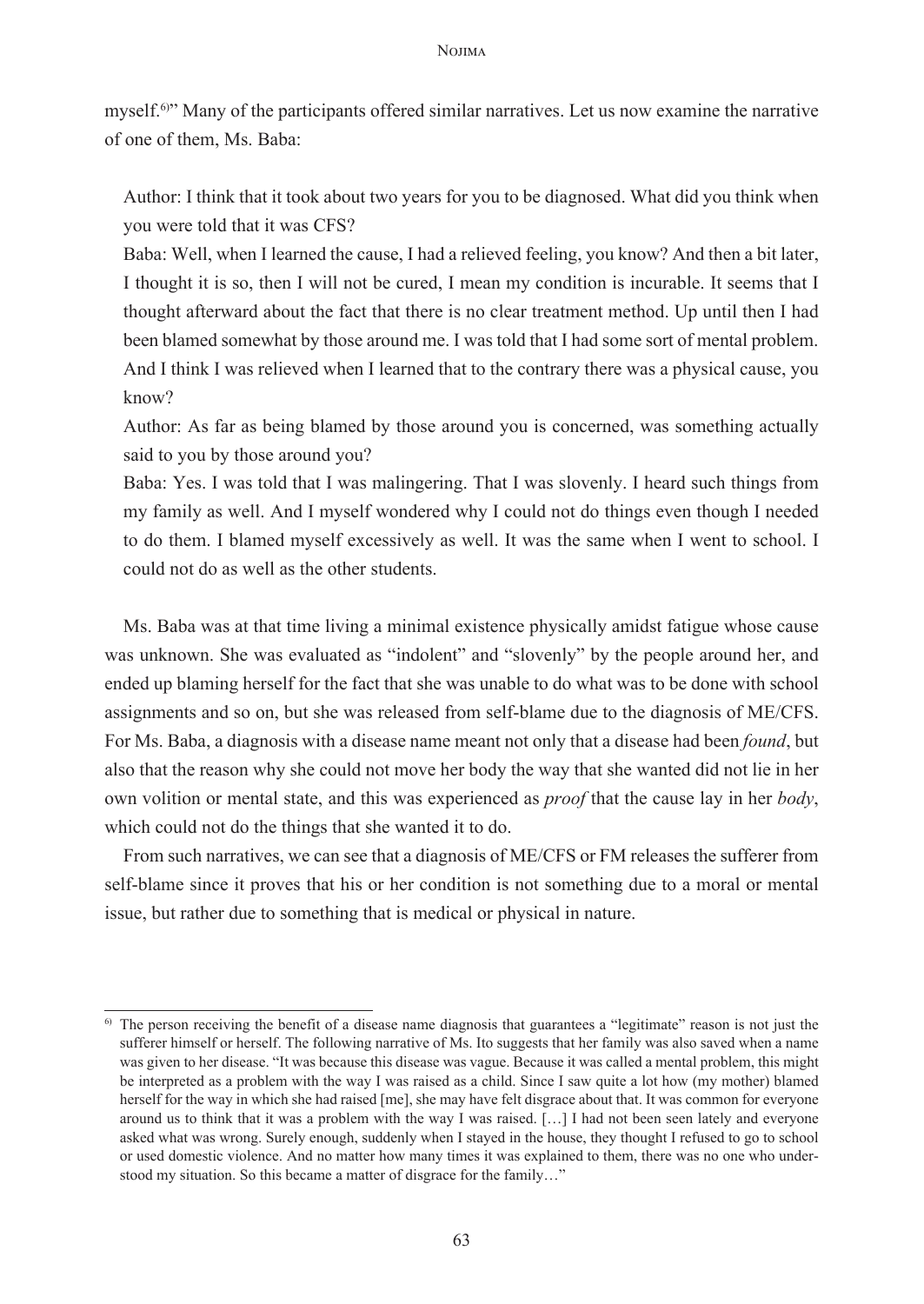myself.[6)]" Many of the participants offered similar narratives. Let us now examine the narrative of one of them, Ms. Baba:

> Author: I think that it took about two years for you to be diagnosed. What did you think when you were told that it was CFS?
>
> Baba: Well, when I learned the cause, I had a relieved feeling, you know? And then a bit later, I thought it is so, then I will not be cured, I mean my condition is incurable. It seems that I thought afterward about the fact that there is no clear treatment method. Up until then I had been blamed somewhat by those around me. I was told that I had some sort of mental problem. And I think I was relieved when I learned that to the contrary there was a physical cause, you know?
>
> Author: As far as being blamed by those around you is concerned, was something actually said to you by those around you?
>
> Baba: Yes. I was told that I was malingering. That I was slovenly. I heard such things from my family as well. And I myself wondered why I could not do things even though I needed to do them. I blamed myself excessively as well. It was the same when I went to school. I could not do as well as the other students.

Ms. Baba was at that time living a minimal existence physically amidst fatigue whose cause was unknown. She was evaluated as "indolent" and "slovenly" by the people around her, and ended up blaming herself for the fact that she was unable to do what was to be done with school assignments and so on, but she was released from self-blame due to the diagnosis of ME/CFS. For Ms. Baba, a diagnosis with a disease name meant not only that a disease had been *found*, but also that the reason why she could not move her body the way that she wanted did not lie in her own volition or mental state, and this was experienced as *proof* that the cause lay in her *body*, which could not do the things that she wanted it to do.

From such narratives, we can see that a diagnosis of ME/CFS or FM releases the sufferer from self-blame since it proves that his or her condition is not something due to a moral or mental issue, but rather due to something that is medical or physical in nature.

---

[6)] The person receiving the benefit of a disease name diagnosis that guarantees a "legitimate" reason is not just the sufferer himself or herself. The following narrative of Ms. Ito suggests that her family was also saved when a name was given to her disease. "It was because this disease was vague. Because it was called a mental problem, this might be interpreted as a problem with the way I was raised as a child. Since I saw quite a lot how (my mother) blamed herself for the way in which she had raised [me], she may have felt disgrace about that. It was common for everyone around us to think that it was a problem with the way I was raised. […] I had not been seen lately and everyone asked what was wrong. Surely enough, suddenly when I stayed in the house, they thought I refused to go to school or used domestic violence. And no matter how many times it was explained to them, there was no one who understood my situation. So this became a matter of disgrace for the family…"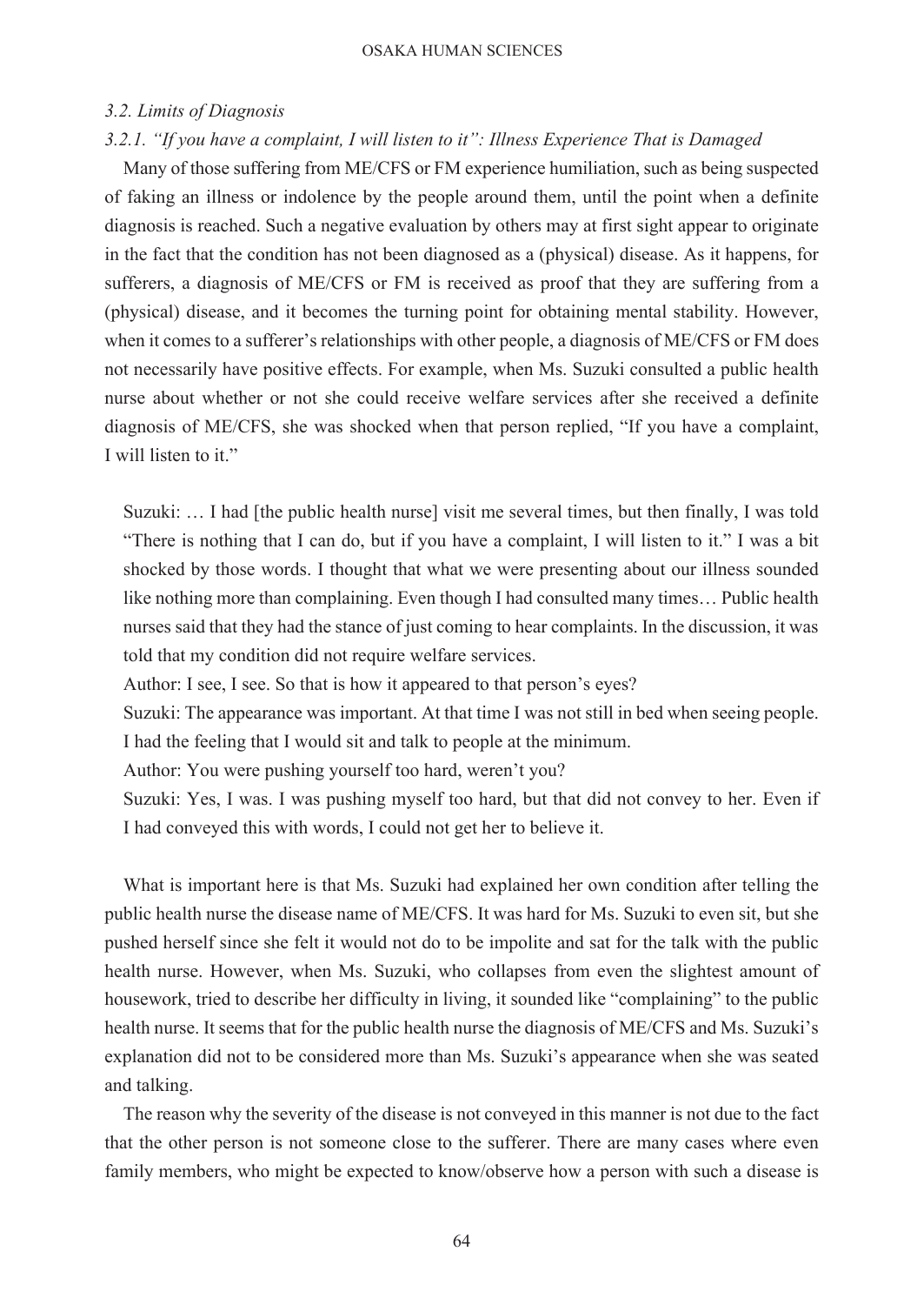### *3.2. Limits of Diagnosis*

#### *3.2.1. "If you have a complaint, I will listen to it": Illness Experience That is Damaged*

Many of those suffering from ME/CFS or FM experience humiliation, such as being suspected of faking an illness or indolence by the people around them, until the point when a definite diagnosis is reached. Such a negative evaluation by others may at first sight appear to originate in the fact that the condition has not been diagnosed as a (physical) disease. As it happens, for sufferers, a diagnosis of ME/CFS or FM is received as proof that they are suffering from a (physical) disease, and it becomes the turning point for obtaining mental stability. However, when it comes to a sufferer's relationships with other people, a diagnosis of ME/CFS or FM does not necessarily have positive effects. For example, when Ms. Suzuki consulted a public health nurse about whether or not she could receive welfare services after she received a definite diagnosis of ME/CFS, she was shocked when that person replied, "If you have a complaint, I will listen to it."

> Suzuki: … I had [the public health nurse] visit me several times, but then finally, I was told "There is nothing that I can do, but if you have a complaint, I will listen to it." I was a bit shocked by those words. I thought that what we were presenting about our illness sounded like nothing more than complaining. Even though I had consulted many times… Public health nurses said that they had the stance of just coming to hear complaints. In the discussion, it was told that my condition did not require welfare services.
>
> Author: I see, I see. So that is how it appeared to that person's eyes?
>
> Suzuki: The appearance was important. At that time I was not still in bed when seeing people. I had the feeling that I would sit and talk to people at the minimum.
>
> Author: You were pushing yourself too hard, weren't you?
>
> Suzuki: Yes, I was. I was pushing myself too hard, but that did not convey to her. Even if I had conveyed this with words, I could not get her to believe it.

What is important here is that Ms. Suzuki had explained her own condition after telling the public health nurse the disease name of ME/CFS. It was hard for Ms. Suzuki to even sit, but she pushed herself since she felt it would not do to be impolite and sat for the talk with the public health nurse. However, when Ms. Suzuki, who collapses from even the slightest amount of housework, tried to describe her difficulty in living, it sounded like "complaining" to the public health nurse. It seems that for the public health nurse the diagnosis of ME/CFS and Ms. Suzuki's explanation did not to be considered more than Ms. Suzuki's appearance when she was seated and talking.

The reason why the severity of the disease is not conveyed in this manner is not due to the fact that the other person is not someone close to the sufferer. There are many cases where even family members, who might be expected to know/observe how a person with such a disease is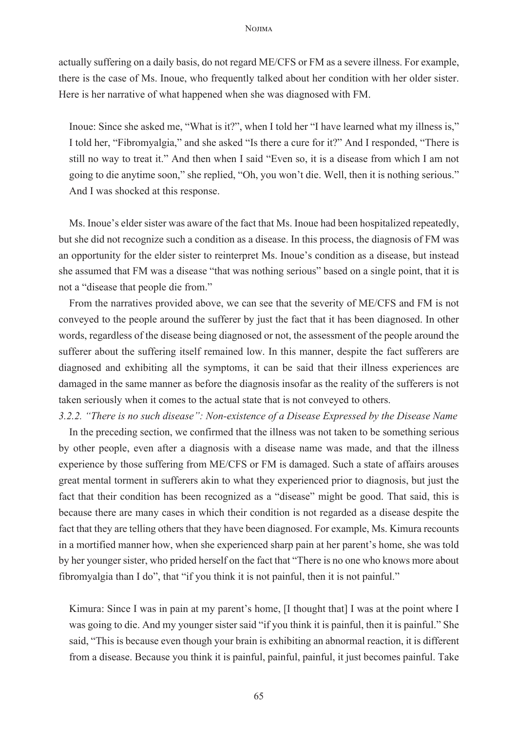actually suffering on a daily basis, do not regard ME/CFS or FM as a severe illness. For example, there is the case of Ms. Inoue, who frequently talked about her condition with her older sister. Here is her narrative of what happened when she was diagnosed with FM.

> Inoue: Since she asked me, "What is it?", when I told her "I have learned what my illness is," I told her, "Fibromyalgia," and she asked "Is there a cure for it?" And I responded, "There is still no way to treat it." And then when I said "Even so, it is a disease from which I am not going to die anytime soon," she replied, "Oh, you won't die. Well, then it is nothing serious." And I was shocked at this response.

Ms. Inoue's elder sister was aware of the fact that Ms. Inoue had been hospitalized repeatedly, but she did not recognize such a condition as a disease. In this process, the diagnosis of FM was an opportunity for the elder sister to reinterpret Ms. Inoue's condition as a disease, but instead she assumed that FM was a disease "that was nothing serious" based on a single point, that it is not a "disease that people die from."

From the narratives provided above, we can see that the severity of ME/CFS and FM is not conveyed to the people around the sufferer by just the fact that it has been diagnosed. In other words, regardless of the disease being diagnosed or not, the assessment of the people around the sufferer about the suffering itself remained low. In this manner, despite the fact sufferers are diagnosed and exhibiting all the symptoms, it can be said that their illness experiences are damaged in the same manner as before the diagnosis insofar as the reality of the sufferers is not taken seriously when it comes to the actual state that is not conveyed to others.

#### *3.2.2. "There is no such disease": Non-existence of a Disease Expressed by the Disease Name*

In the preceding section, we confirmed that the illness was not taken to be something serious by other people, even after a diagnosis with a disease name was made, and that the illness experience by those suffering from ME/CFS or FM is damaged. Such a state of affairs arouses great mental torment in sufferers akin to what they experienced prior to diagnosis, but just the fact that their condition has been recognized as a "disease" might be good. That said, this is because there are many cases in which their condition is not regarded as a disease despite the fact that they are telling others that they have been diagnosed. For example, Ms. Kimura recounts in a mortified manner how, when she experienced sharp pain at her parent's home, she was told by her younger sister, who prided herself on the fact that "There is no one who knows more about fibromyalgia than I do", that "if you think it is not painful, then it is not painful."

> Kimura: Since I was in pain at my parent's home, [I thought that] I was at the point where I was going to die. And my younger sister said "if you think it is painful, then it is painful." She said, "This is because even though your brain is exhibiting an abnormal reaction, it is different from a disease. Because you think it is painful, painful, painful, it just becomes painful. Take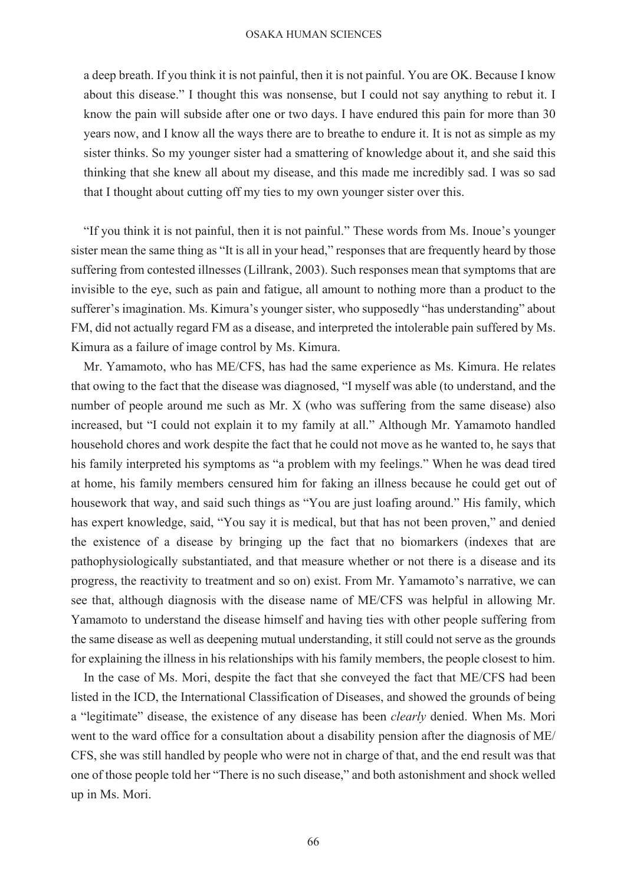a deep breath. If you think it is not painful, then it is not painful. You are OK. Because I know about this disease." I thought this was nonsense, but I could not say anything to rebut it. I know the pain will subside after one or two days. I have endured this pain for more than 30 years now, and I know all the ways there are to breathe to endure it. It is not as simple as my sister thinks. So my younger sister had a smattering of knowledge about it, and she said this thinking that she knew all about my disease, and this made me incredibly sad. I was so sad that I thought about cutting off my ties to my own younger sister over this.

"If you think it is not painful, then it is not painful." These words from Ms. Inoue's younger sister mean the same thing as "It is all in your head," responses that are frequently heard by those suffering from contested illnesses (Lillrank, 2003). Such responses mean that symptoms that are invisible to the eye, such as pain and fatigue, all amount to nothing more than a product to the sufferer's imagination. Ms. Kimura's younger sister, who supposedly "has understanding" about FM, did not actually regard FM as a disease, and interpreted the intolerable pain suffered by Ms. Kimura as a failure of image control by Ms. Kimura.

Mr. Yamamoto, who has ME/CFS, has had the same experience as Ms. Kimura. He relates that owing to the fact that the disease was diagnosed, "I myself was able (to understand, and the number of people around me such as Mr. X (who was suffering from the same disease) also increased, but "I could not explain it to my family at all." Although Mr. Yamamoto handled household chores and work despite the fact that he could not move as he wanted to, he says that his family interpreted his symptoms as "a problem with my feelings." When he was dead tired at home, his family members censured him for faking an illness because he could get out of housework that way, and said such things as "You are just loafing around." His family, which has expert knowledge, said, "You say it is medical, but that has not been proven," and denied the existence of a disease by bringing up the fact that no biomarkers (indexes that are pathophysiologically substantiated, and that measure whether or not there is a disease and its progress, the reactivity to treatment and so on) exist. From Mr. Yamamoto's narrative, we can see that, although diagnosis with the disease name of ME/CFS was helpful in allowing Mr. Yamamoto to understand the disease himself and having ties with other people suffering from the same disease as well as deepening mutual understanding, it still could not serve as the grounds for explaining the illness in his relationships with his family members, the people closest to him.

In the case of Ms. Mori, despite the fact that she conveyed the fact that ME/CFS had been listed in the ICD, the International Classification of Diseases, and showed the grounds of being a "legitimate" disease, the existence of any disease has been *clearly* denied. When Ms. Mori went to the ward office for a consultation about a disability pension after the diagnosis of ME/CFS, she was still handled by people who were not in charge of that, and the end result was that one of those people told her "There is no such disease," and both astonishment and shock welled up in Ms. Mori.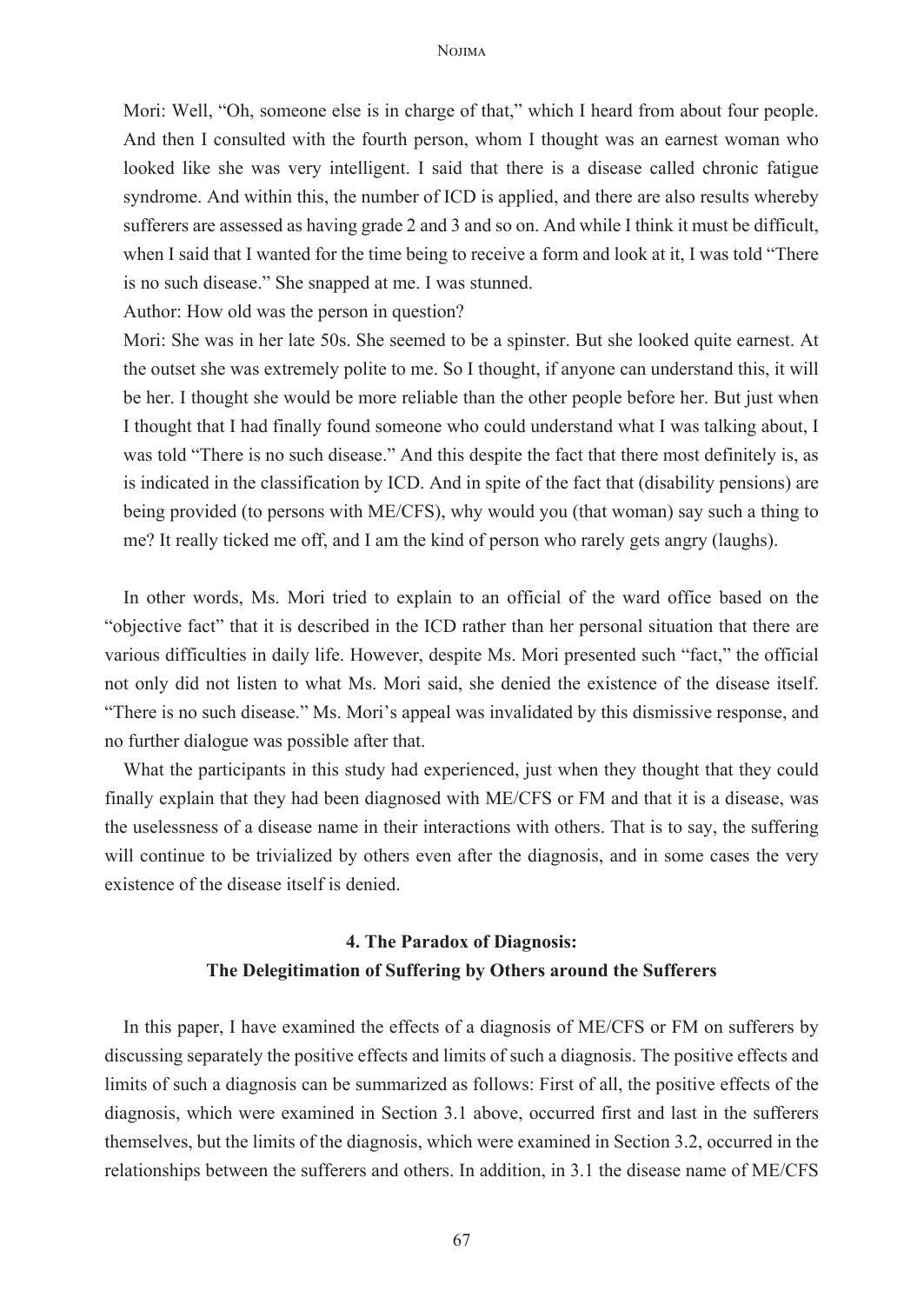Mori: Well, "Oh, someone else is in charge of that," which I heard from about four people. And then I consulted with the fourth person, whom I thought was an earnest woman who looked like she was very intelligent. I said that there is a disease called chronic fatigue syndrome. And within this, the number of ICD is applied, and there are also results whereby sufferers are assessed as having grade 2 and 3 and so on. And while I think it must be difficult, when I said that I wanted for the time being to receive a form and look at it, I was told "There is no such disease." She snapped at me. I was stunned.

Author: How old was the person in question?

Mori: She was in her late 50s. She seemed to be a spinster. But she looked quite earnest. At the outset she was extremely polite to me. So I thought, if anyone can understand this, it will be her. I thought she would be more reliable than the other people before her. But just when I thought that I had finally found someone who could understand what I was talking about, I was told "There is no such disease." And this despite the fact that there most definitely is, as is indicated in the classification by ICD. And in spite of the fact that (disability pensions) are being provided (to persons with ME/CFS), why would you (that woman) say such a thing to me? It really ticked me off, and I am the kind of person who rarely gets angry (laughs).

In other words, Ms. Mori tried to explain to an official of the ward office based on the "objective fact" that it is described in the ICD rather than her personal situation that there are various difficulties in daily life. However, despite Ms. Mori presented such "fact," the official not only did not listen to what Ms. Mori said, she denied the existence of the disease itself. "There is no such disease." Ms. Mori's appeal was invalidated by this dismissive response, and no further dialogue was possible after that.

What the participants in this study had experienced, just when they thought that they could finally explain that they had been diagnosed with ME/CFS or FM and that it is a disease, was the uselessness of a disease name in their interactions with others. That is to say, the suffering will continue to be trivialized by others even after the diagnosis, and in some cases the very existence of the disease itself is denied.

## 4. The Paradox of Diagnosis: The Delegitimation of Suffering by Others around the Sufferers

In this paper, I have examined the effects of a diagnosis of ME/CFS or FM on sufferers by discussing separately the positive effects and limits of such a diagnosis. The positive effects and limits of such a diagnosis can be summarized as follows: First of all, the positive effects of the diagnosis, which were examined in Section 3.1 above, occurred first and last in the sufferers themselves, but the limits of the diagnosis, which were examined in Section 3.2, occurred in the relationships between the sufferers and others. In addition, in 3.1 the disease name of ME/CFS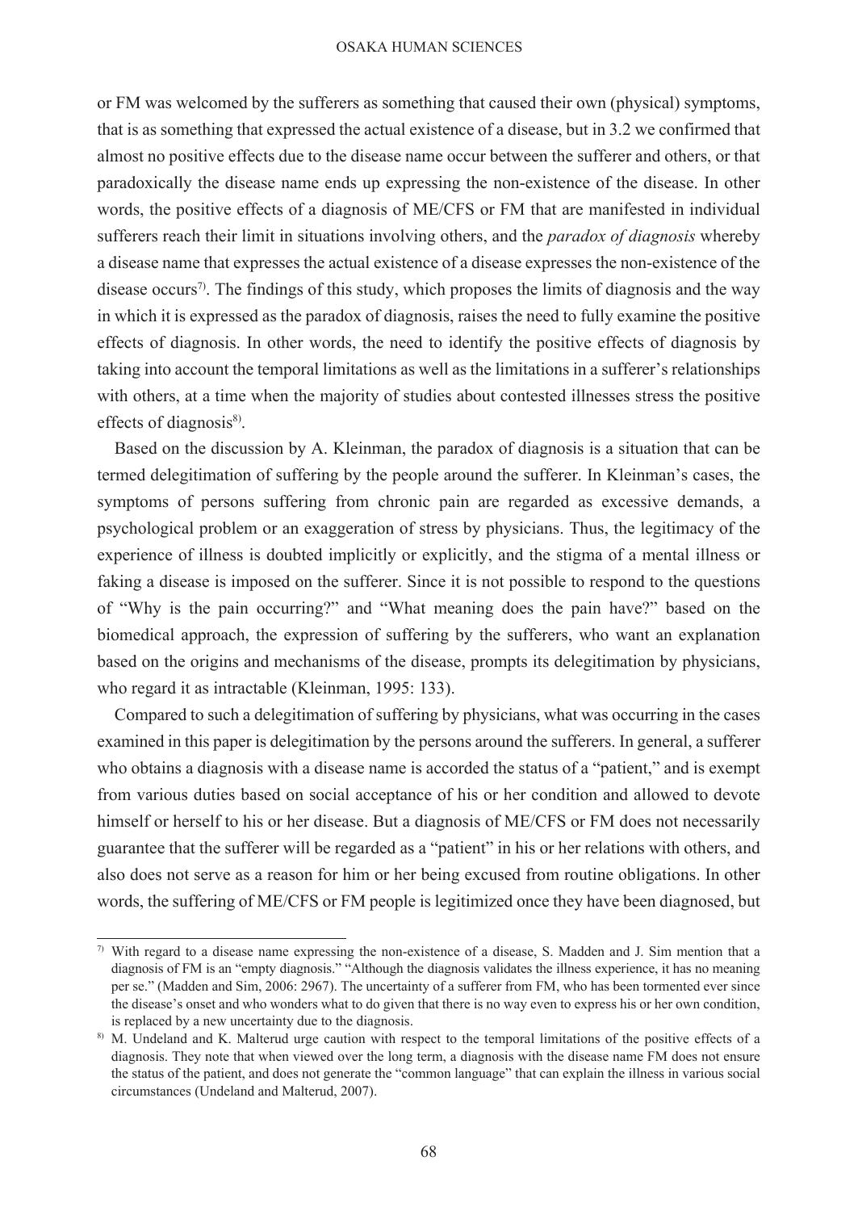or FM was welcomed by the sufferers as something that caused their own (physical) symptoms, that is as something that expressed the actual existence of a disease, but in 3.2 we confirmed that almost no positive effects due to the disease name occur between the sufferer and others, or that paradoxically the disease name ends up expressing the non-existence of the disease. In other words, the positive effects of a diagnosis of ME/CFS or FM that are manifested in individual sufferers reach their limit in situations involving others, and the *paradox of diagnosis* whereby a disease name that expresses the actual existence of a disease expresses the non-existence of the disease occurs[7]. The findings of this study, which proposes the limits of diagnosis and the way in which it is expressed as the paradox of diagnosis, raises the need to fully examine the positive effects of diagnosis. In other words, the need to identify the positive effects of diagnosis by taking into account the temporal limitations as well as the limitations in a sufferer's relationships with others, at a time when the majority of studies about contested illnesses stress the positive effects of diagnosis[8].

Based on the discussion by A. Kleinman, the paradox of diagnosis is a situation that can be termed delegitimation of suffering by the people around the sufferer. In Kleinman's cases, the symptoms of persons suffering from chronic pain are regarded as excessive demands, a psychological problem or an exaggeration of stress by physicians. Thus, the legitimacy of the experience of illness is doubted implicitly or explicitly, and the stigma of a mental illness or faking a disease is imposed on the sufferer. Since it is not possible to respond to the questions of "Why is the pain occurring?" and "What meaning does the pain have?" based on the biomedical approach, the expression of suffering by the sufferers, who want an explanation based on the origins and mechanisms of the disease, prompts its delegitimation by physicians, who regard it as intractable (Kleinman, 1995: 133).

Compared to such a delegitimation of suffering by physicians, what was occurring in the cases examined in this paper is delegitimation by the persons around the sufferers. In general, a sufferer who obtains a diagnosis with a disease name is accorded the status of a "patient," and is exempt from various duties based on social acceptance of his or her condition and allowed to devote himself or herself to his or her disease. But a diagnosis of ME/CFS or FM does not necessarily guarantee that the sufferer will be regarded as a "patient" in his or her relations with others, and also does not serve as a reason for him or her being excused from routine obligations. In other words, the suffering of ME/CFS or FM people is legitimized once they have been diagnosed, but

---

[7] With regard to a disease name expressing the non-existence of a disease, S. Madden and J. Sim mention that a diagnosis of FM is an "empty diagnosis." "Although the diagnosis validates the illness experience, it has no meaning per se." (Madden and Sim, 2006: 2967). The uncertainty of a sufferer from FM, who has been tormented ever since the disease's onset and who wonders what to do given that there is no way even to express his or her own condition, is replaced by a new uncertainty due to the diagnosis.

[8] M. Undeland and K. Malterud urge caution with respect to the temporal limitations of the positive effects of a diagnosis. They note that when viewed over the long term, a diagnosis with the disease name FM does not ensure the status of the patient, and does not generate the "common language" that can explain the illness in various social circumstances (Undeland and Malterud, 2007).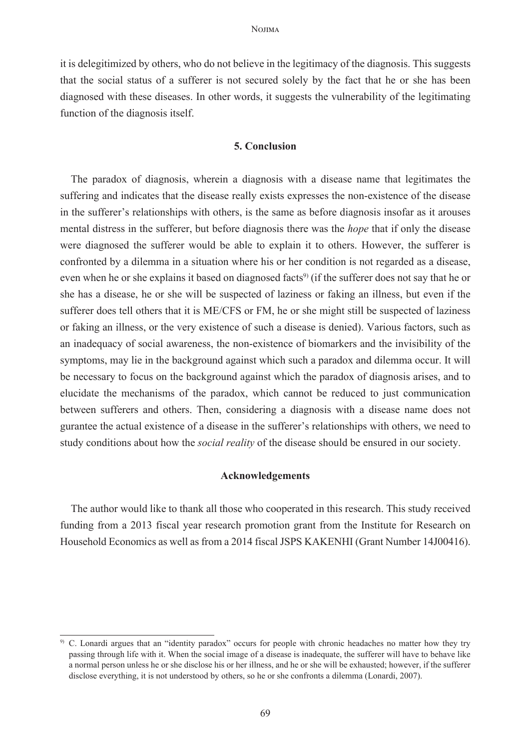it is delegitimized by others, who do not believe in the legitimacy of the diagnosis. This suggests that the social status of a sufferer is not secured solely by the fact that he or she has been diagnosed with these diseases. In other words, it suggests the vulnerability of the legitimating function of the diagnosis itself.

## 5. Conclusion

The paradox of diagnosis, wherein a diagnosis with a disease name that legitimates the suffering and indicates that the disease really exists expresses the non-existence of the disease in the sufferer's relationships with others, is the same as before diagnosis insofar as it arouses mental distress in the sufferer, but before diagnosis there was the *hope* that if only the disease were diagnosed the sufferer would be able to explain it to others. However, the sufferer is confronted by a dilemma in a situation where his or her condition is not regarded as a disease, even when he or she explains it based on diagnosed facts[9] (if the sufferer does not say that he or she has a disease, he or she will be suspected of laziness or faking an illness, but even if the sufferer does tell others that it is ME/CFS or FM, he or she might still be suspected of laziness or faking an illness, or the very existence of such a disease is denied). Various factors, such as an inadequacy of social awareness, the non-existence of biomarkers and the invisibility of the symptoms, may lie in the background against which such a paradox and dilemma occur. It will be necessary to focus on the background against which the paradox of diagnosis arises, and to elucidate the mechanisms of the paradox, which cannot be reduced to just communication between sufferers and others. Then, considering a diagnosis with a disease name does not gurantee the actual existence of a disease in the sufferer's relationships with others, we need to study conditions about how the *social reality* of the disease should be ensured in our society.

## Acknowledgements

The author would like to thank all those who cooperated in this research. This study received funding from a 2013 fiscal year research promotion grant from the Institute for Research on Household Economics as well as from a 2014 fiscal JSPS KAKENHI (Grant Number 14J00416).

---

[9] C. Lonardi argues that an "identity paradox" occurs for people with chronic headaches no matter how they try passing through life with it. When the social image of a disease is inadequate, the sufferer will have to behave like a normal person unless he or she disclose his or her illness, and he or she will be exhausted; however, if the sufferer disclose everything, it is not understood by others, so he or she confronts a dilemma (Lonardi, 2007).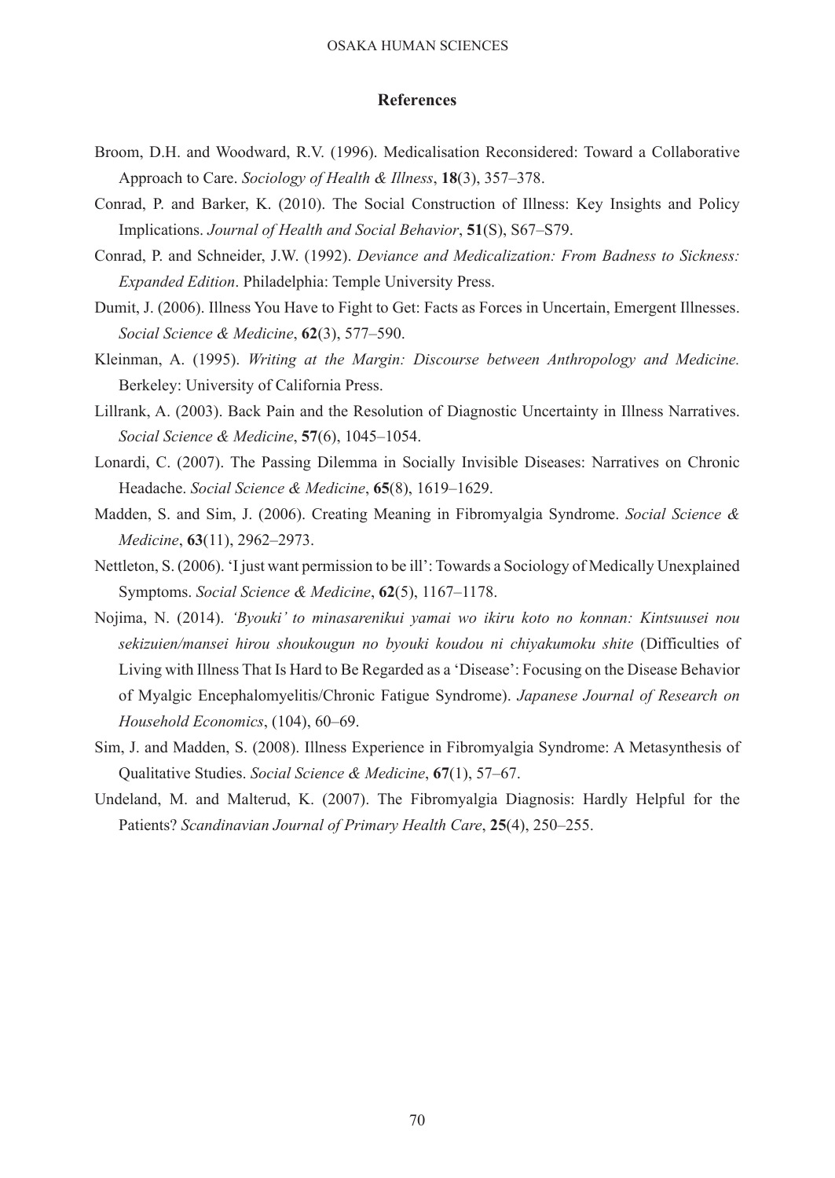## References

Broom, D.H. and Woodward, R.V. (1996). Medicalisation Reconsidered: Toward a Collaborative Approach to Care. *Sociology of Health & Illness*, **18**(3), 357–378.

Conrad, P. and Barker, K. (2010). The Social Construction of Illness: Key Insights and Policy Implications. *Journal of Health and Social Behavior*, **51**(S), S67–S79.

Conrad, P. and Schneider, J.W. (1992). *Deviance and Medicalization: From Badness to Sickness: Expanded Edition*. Philadelphia: Temple University Press.

Dumit, J. (2006). Illness You Have to Fight to Get: Facts as Forces in Uncertain, Emergent Illnesses. *Social Science & Medicine*, **62**(3), 577–590.

Kleinman, A. (1995). *Writing at the Margin: Discourse between Anthropology and Medicine.* Berkeley: University of California Press.

Lillrank, A. (2003). Back Pain and the Resolution of Diagnostic Uncertainty in Illness Narratives. *Social Science & Medicine*, **57**(6), 1045–1054.

Lonardi, C. (2007). The Passing Dilemma in Socially Invisible Diseases: Narratives on Chronic Headache. *Social Science & Medicine*, **65**(8), 1619–1629.

Madden, S. and Sim, J. (2006). Creating Meaning in Fibromyalgia Syndrome. *Social Science & Medicine*, **63**(11), 2962–2973.

Nettleton, S. (2006). 'I just want permission to be ill': Towards a Sociology of Medically Unexplained Symptoms. *Social Science & Medicine*, **62**(5), 1167–1178.

Nojima, N. (2014). *'Byouki' to minasarenikui yamai wo ikiru koto no konnan: Kintsuusei nou sekizuien/mansei hirou shoukougun no byouki koudou ni chiyakumoku shite* (Difficulties of Living with Illness That Is Hard to Be Regarded as a 'Disease': Focusing on the Disease Behavior of Myalgic Encephalomyelitis/Chronic Fatigue Syndrome). *Japanese Journal of Research on Household Economics*, (104), 60–69.

Sim, J. and Madden, S. (2008). Illness Experience in Fibromyalgia Syndrome: A Metasynthesis of Qualitative Studies. *Social Science & Medicine*, **67**(1), 57–67.

Undeland, M. and Malterud, K. (2007). The Fibromyalgia Diagnosis: Hardly Helpful for the Patients? *Scandinavian Journal of Primary Health Care*, **25**(4), 250–255.